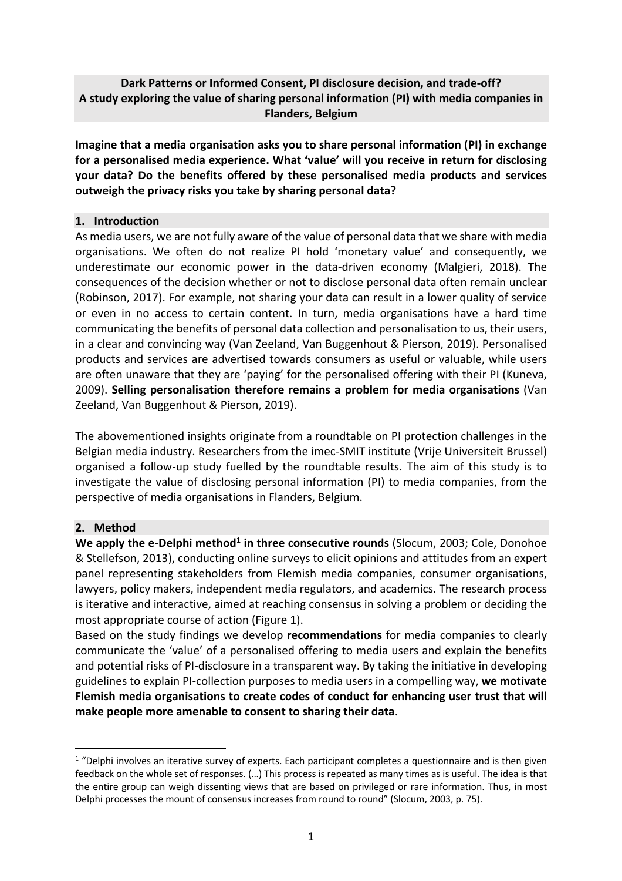**Dark Patterns or Informed Consent, PI disclosure decision, and trade-off?**
**A study exploring the value of sharing personal information (PI) with media companies in Flanders, Belgium**

**Imagine that a media organisation asks you to share personal information (PI) in exchange for a personalised media experience. What 'value' will you receive in return for disclosing your data? Do the benefits offered by these personalised media products and services outweigh the privacy risks you take by sharing personal data?**

## 1. Introduction

As media users, we are not fully aware of the value of personal data that we share with media organisations. We often do not realize PI hold 'monetary value' and consequently, we underestimate our economic power in the data-driven economy (Malgieri, 2018). The consequences of the decision whether or not to disclose personal data often remain unclear (Robinson, 2017). For example, not sharing your data can result in a lower quality of service or even in no access to certain content. In turn, media organisations have a hard time communicating the benefits of personal data collection and personalisation to us, their users, in a clear and convincing way (Van Zeeland, Van Buggenhout & Pierson, 2019). Personalised products and services are advertised towards consumers as useful or valuable, while users are often unaware that they are 'paying' for the personalised offering with their PI (Kuneva, 2009). **Selling personalisation therefore remains a problem for media organisations** (Van Zeeland, Van Buggenhout & Pierson, 2019).

The abovementioned insights originate from a roundtable on PI protection challenges in the Belgian media industry. Researchers from the imec-SMIT institute (Vrije Universiteit Brussel) organised a follow-up study fuelled by the roundtable results. The aim of this study is to investigate the value of disclosing personal information (PI) to media companies, from the perspective of media organisations in Flanders, Belgium.

## 2. Method

**We apply the e-Delphi method[1] in three consecutive rounds** (Slocum, 2003; Cole, Donohoe & Stellefson, 2013), conducting online surveys to elicit opinions and attitudes from an expert panel representing stakeholders from Flemish media companies, consumer organisations, lawyers, policy makers, independent media regulators, and academics. The research process is iterative and interactive, aimed at reaching consensus in solving a problem or deciding the most appropriate course of action (Figure 1).

Based on the study findings we develop **recommendations** for media companies to clearly communicate the 'value' of a personalised offering to media users and explain the benefits and potential risks of PI-disclosure in a transparent way. By taking the initiative in developing guidelines to explain PI-collection purposes to media users in a compelling way, **we motivate Flemish media organisations to create codes of conduct for enhancing user trust that will make people more amenable to consent to sharing their data**.

[1] "Delphi involves an iterative survey of experts. Each participant completes a questionnaire and is then given feedback on the whole set of responses. (…) This process is repeated as many times as is useful. The idea is that the entire group can weigh dissenting views that are based on privileged or rare information. Thus, in most Delphi processes the mount of consensus increases from round to round" (Slocum, 2003, p. 75).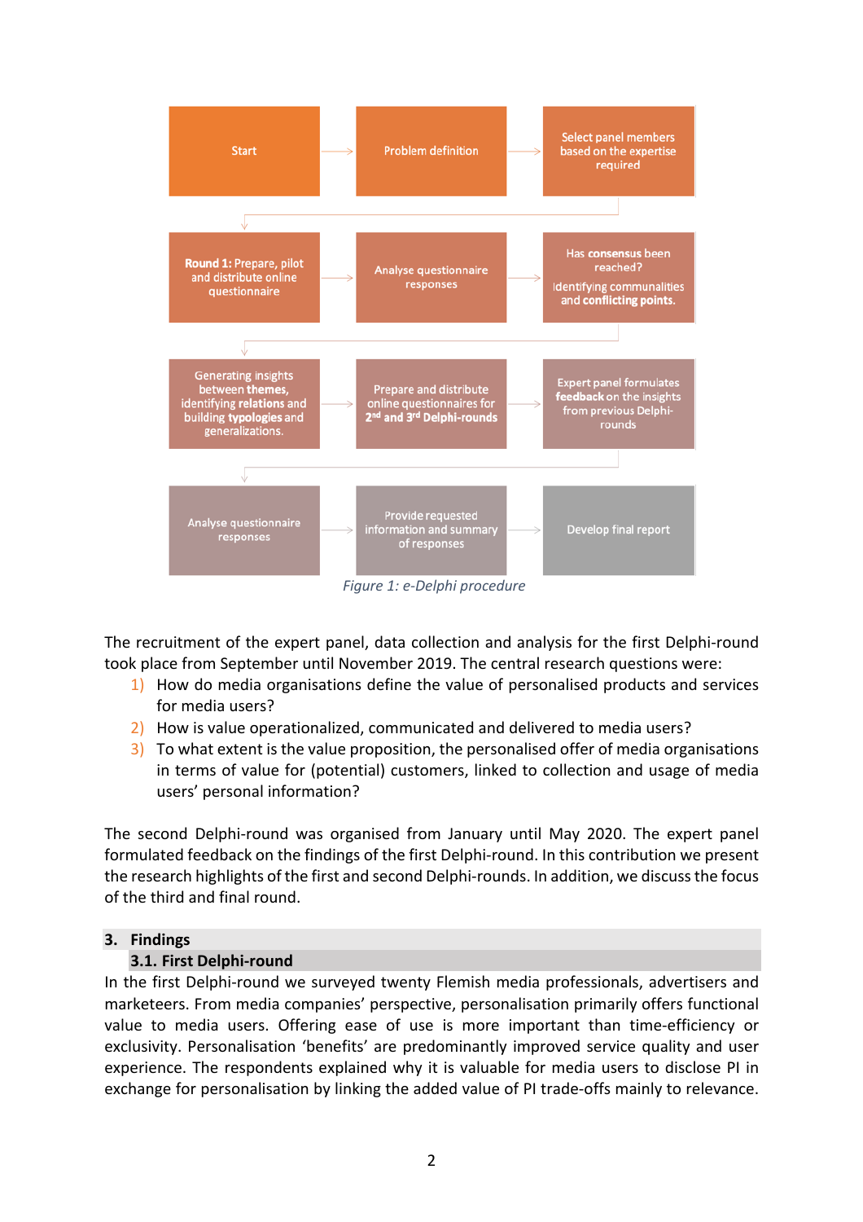Start → Problem definition → Select panel members based on the expertise required

**Round 1:** Prepare, pilot and distribute online questionnaire → Analyse questionnaire responses → Has **consensus** been reached? Identifying communalities and **conflicting points.**

Generating insights between **themes**, identifying **relations** and building **typologies** and **generalizations.** → Prepare and distribute online questionnaires for **2nd and 3rd Delphi-rounds** → Expert panel formulates **feedback** on the insights from previous Delphi-rounds

Analyse questionnaire responses → Provide requested information and summary of responses → Develop final report

*Figure 1: e-Delphi procedure*

The recruitment of the expert panel, data collection and analysis for the first Delphi-round took place from September until November 2019. The central research questions were:

1) How do media organisations define the value of personalised products and services for media users?
2) How is value operationalized, communicated and delivered to media users?
3) To what extent is the value proposition, the personalised offer of media organisations in terms of value for (potential) customers, linked to collection and usage of media users' personal information?

The second Delphi-round was organised from January until May 2020. The expert panel formulated feedback on the findings of the first Delphi-round. In this contribution we present the research highlights of the first and second Delphi-rounds. In addition, we discuss the focus of the third and final round.

## 3. Findings

### 3.1. First Delphi-round

In the first Delphi-round we surveyed twenty Flemish media professionals, advertisers and marketeers. From media companies' perspective, personalisation primarily offers functional value to media users. Offering ease of use is more important than time-efficiency or exclusivity. Personalisation 'benefits' are predominantly improved service quality and user experience. The respondents explained why it is valuable for media users to disclose PI in exchange for personalisation by linking the added value of PI trade-offs mainly to relevance.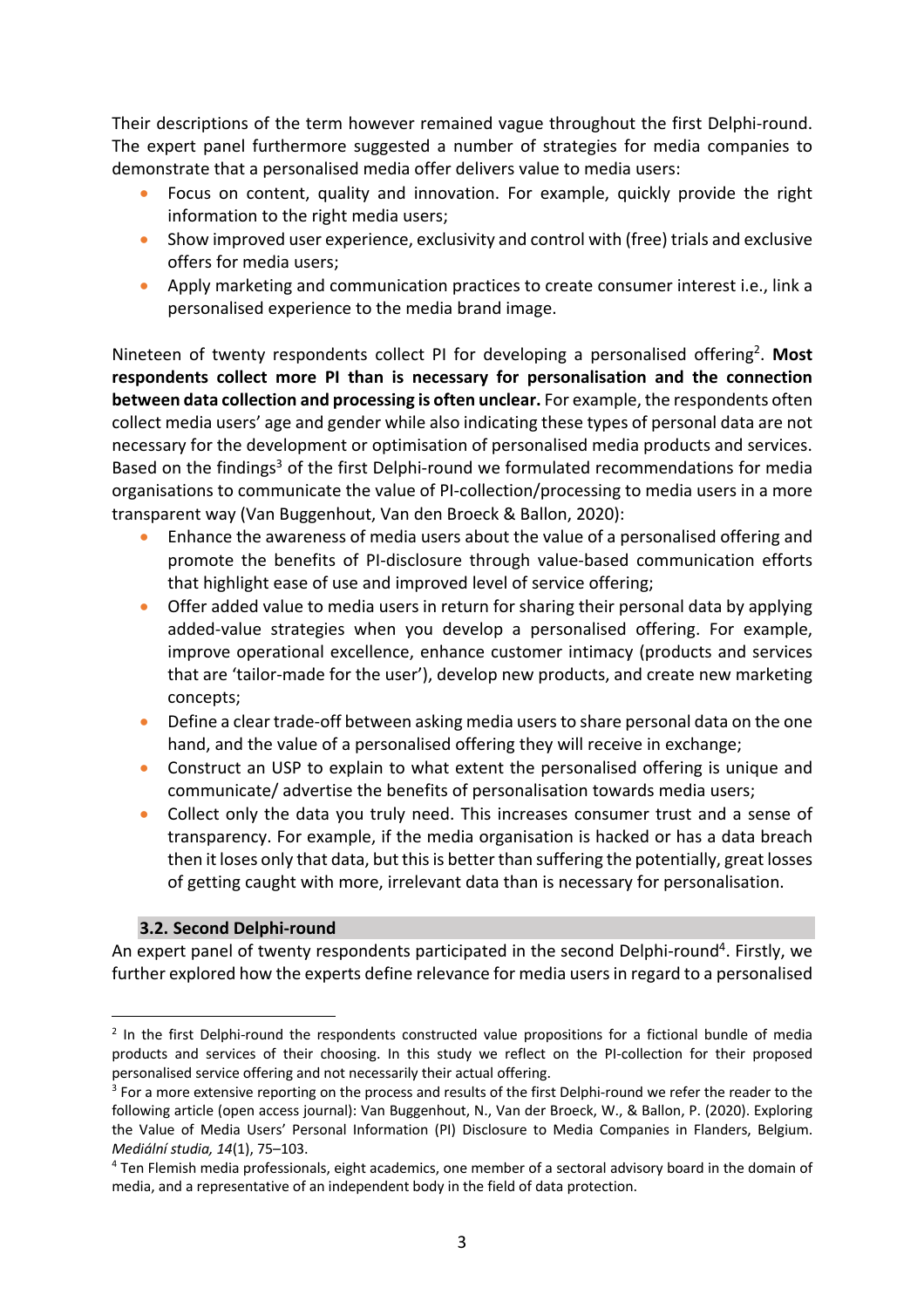Their descriptions of the term however remained vague throughout the first Delphi-round. The expert panel furthermore suggested a number of strategies for media companies to demonstrate that a personalised media offer delivers value to media users:

- Focus on content, quality and innovation. For example, quickly provide the right information to the right media users;
- Show improved user experience, exclusivity and control with (free) trials and exclusive offers for media users;
- Apply marketing and communication practices to create consumer interest i.e., link a personalised experience to the media brand image.

Nineteen of twenty respondents collect PI for developing a personalised offering[2]. **Most respondents collect more PI than is necessary for personalisation and the connection between data collection and processing is often unclear.** For example, the respondents often collect media users' age and gender while also indicating these types of personal data are not necessary for the development or optimisation of personalised media products and services. Based on the findings[3] of the first Delphi-round we formulated recommendations for media organisations to communicate the value of PI-collection/processing to media users in a more transparent way (Van Buggenhout, Van den Broeck & Ballon, 2020):

- Enhance the awareness of media users about the value of a personalised offering and promote the benefits of PI-disclosure through value-based communication efforts that highlight ease of use and improved level of service offering;
- Offer added value to media users in return for sharing their personal data by applying added-value strategies when you develop a personalised offering. For example, improve operational excellence, enhance customer intimacy (products and services that are 'tailor-made for the user'), develop new products, and create new marketing concepts;
- Define a clear trade-off between asking media users to share personal data on the one hand, and the value of a personalised offering they will receive in exchange;
- Construct an USP to explain to what extent the personalised offering is unique and communicate/ advertise the benefits of personalisation towards media users;
- Collect only the data you truly need. This increases consumer trust and a sense of transparency. For example, if the media organisation is hacked or has a data breach then it loses only that data, but this is better than suffering the potentially, great losses of getting caught with more, irrelevant data than is necessary for personalisation.

### 3.2. Second Delphi-round

An expert panel of twenty respondents participated in the second Delphi-round[4]. Firstly, we further explored how the experts define relevance for media users in regard to a personalised

---

[2] In the first Delphi-round the respondents constructed value propositions for a fictional bundle of media products and services of their choosing. In this study we reflect on the PI-collection for their proposed personalised service offering and not necessarily their actual offering.

[3] For a more extensive reporting on the process and results of the first Delphi-round we refer the reader to the following article (open access journal): Van Buggenhout, N., Van der Broeck, W., & Ballon, P. (2020). Exploring the Value of Media Users' Personal Information (PI) Disclosure to Media Companies in Flanders, Belgium. *Mediální studia, 14*(1), 75–103.

[4] Ten Flemish media professionals, eight academics, one member of a sectoral advisory board in the domain of media, and a representative of an independent body in the field of data protection.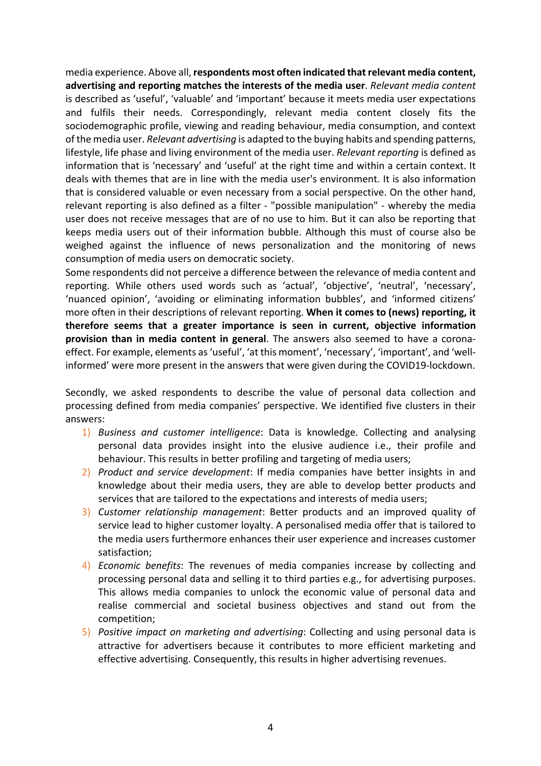media experience. Above all, **respondents most often indicated that relevant media content, advertising and reporting matches the interests of the media user**. *Relevant media content* is described as 'useful', 'valuable' and 'important' because it meets media user expectations and fulfils their needs. Correspondingly, relevant media content closely fits the sociodemographic profile, viewing and reading behaviour, media consumption, and context of the media user. *Relevant advertising* is adapted to the buying habits and spending patterns, lifestyle, life phase and living environment of the media user. *Relevant reporting* is defined as information that is 'necessary' and 'useful' at the right time and within a certain context. It deals with themes that are in line with the media user's environment. It is also information that is considered valuable or even necessary from a social perspective. On the other hand, relevant reporting is also defined as a filter - "possible manipulation" - whereby the media user does not receive messages that are of no use to him. But it can also be reporting that keeps media users out of their information bubble. Although this must of course also be weighed against the influence of news personalization and the monitoring of news consumption of media users on democratic society.

Some respondents did not perceive a difference between the relevance of media content and reporting. While others used words such as 'actual', 'objective', 'neutral', 'necessary', 'nuanced opinion', 'avoiding or eliminating information bubbles', and 'informed citizens' more often in their descriptions of relevant reporting. **When it comes to (news) reporting, it therefore seems that a greater importance is seen in current, objective information provision than in media content in general**. The answers also seemed to have a corona-effect. For example, elements as 'useful', 'at this moment', 'necessary', 'important', and 'well-informed' were more present in the answers that were given during the COVID19-lockdown.

Secondly, we asked respondents to describe the value of personal data collection and processing defined from media companies' perspective. We identified five clusters in their answers:

1) *Business and customer intelligence*: Data is knowledge. Collecting and analysing personal data provides insight into the elusive audience i.e., their profile and behaviour. This results in better profiling and targeting of media users;
2) *Product and service development*: If media companies have better insights in and knowledge about their media users, they are able to develop better products and services that are tailored to the expectations and interests of media users;
3) *Customer relationship management*: Better products and an improved quality of service lead to higher customer loyalty. A personalised media offer that is tailored to the media users furthermore enhances their user experience and increases customer satisfaction;
4) *Economic benefits*: The revenues of media companies increase by collecting and processing personal data and selling it to third parties e.g., for advertising purposes. This allows media companies to unlock the economic value of personal data and realise commercial and societal business objectives and stand out from the competition;
5) *Positive impact on marketing and advertising*: Collecting and using personal data is attractive for advertisers because it contributes to more efficient marketing and effective advertising. Consequently, this results in higher advertising revenues.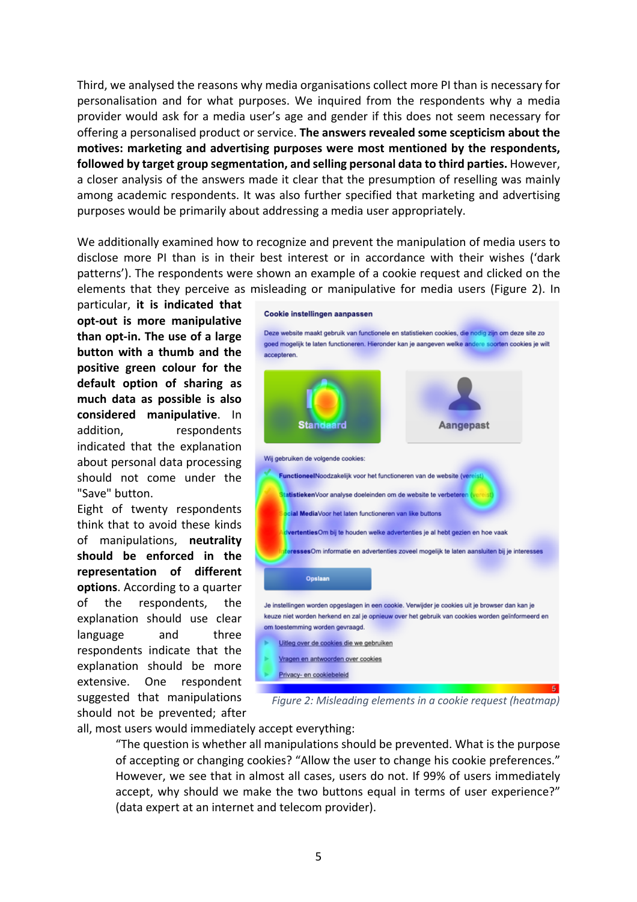Third, we analysed the reasons why media organisations collect more PI than is necessary for personalisation and for what purposes. We inquired from the respondents why a media provider would ask for a media user's age and gender if this does not seem necessary for offering a personalised product or service. **The answers revealed some scepticism about the motives: marketing and advertising purposes were most mentioned by the respondents, followed by target group segmentation, and selling personal data to third parties.** However, a closer analysis of the answers made it clear that the presumption of reselling was mainly among academic respondents. It was also further specified that marketing and advertising purposes would be primarily about addressing a media user appropriately.

We additionally examined how to recognize and prevent the manipulation of media users to disclose more PI than is in their best interest or in accordance with their wishes ('dark patterns'). The respondents were shown an example of a cookie request and clicked on the elements that they perceive as misleading or manipulative for media users (Figure 2). In particular, **it is indicated that opt-out is more manipulative than opt-in. The use of a large button with a thumb and the positive green colour for the default option of sharing as much data as possible is also considered manipulative**. In addition, respondents indicated that the explanation about personal data processing should not come under the "Save" button.

Eight of twenty respondents think that to avoid these kinds of manipulations, **neutrality should be enforced in the representation of different options**. According to a quarter of the respondents, the explanation should use clear language and three respondents indicate that the explanation should be more extensive. One respondent suggested that manipulations should not be prevented; after all, most users would immediately accept everything:

*Figure 2: Misleading elements in a cookie request (heatmap)*

> "The question is whether all manipulations should be prevented. What is the purpose of accepting or changing cookies? "Allow the user to change his cookie preferences." However, we see that in almost all cases, users do not. If 99% of users immediately accept, why should we make the two buttons equal in terms of user experience?" (data expert at an internet and telecom provider).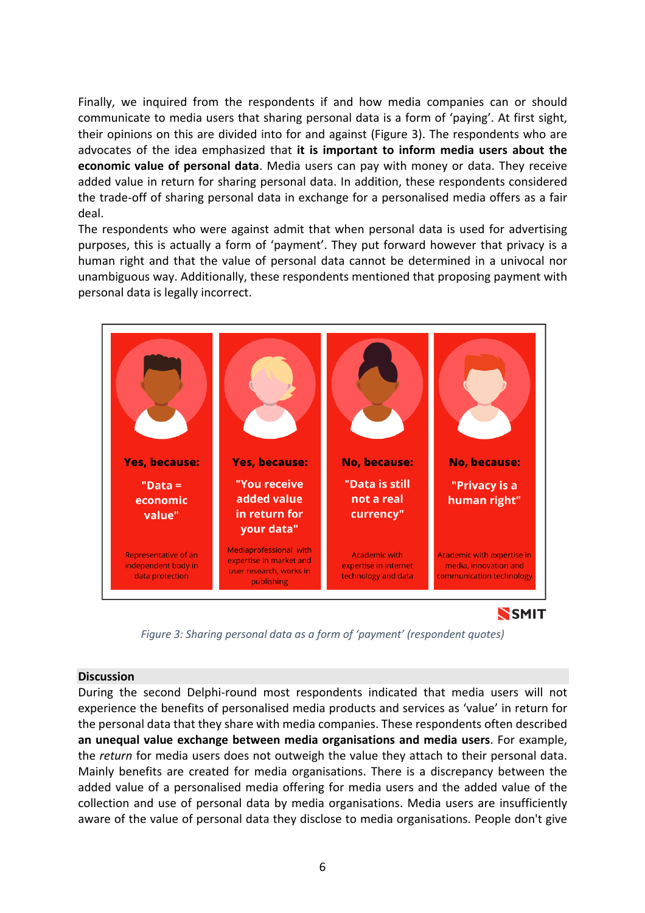Finally, we inquired from the respondents if and how media companies can or should communicate to media users that sharing personal data is a form of 'paying'. At first sight, their opinions on this are divided into for and against (Figure 3). The respondents who are advocates of the idea emphasized that **it is important to inform media users about the economic value of personal data**. Media users can pay with money or data. They receive added value in return for sharing personal data. In addition, these respondents considered the trade-off of sharing personal data in exchange for a personalised media offers as a fair deal.

The respondents who were against admit that when personal data is used for advertising purposes, this is actually a form of 'payment'. They put forward however that privacy is a human right and that the value of personal data cannot be determined in a univocal nor unambiguous way. Additionally, these respondents mentioned that proposing payment with personal data is legally incorrect.

| Yes, because: | Yes, because: | No, because: | No, because: |
|---|---|---|---|
| "Data = economic value" | "You receive added value in return for your data" | "Data is still not a real currency" | "Privacy is a human right" |
| Representative of an independent body in data protection | Mediaprofessional with expertise in market and user research, works in publishing | Academic with expertise in internet technology and data | Academic with expertise in media, innovation and communication technology |

SMIT

*Figure 3: Sharing personal data as a form of 'payment' (respondent quotes)*

## Discussion

During the second Delphi-round most respondents indicated that media users will not experience the benefits of personalised media products and services as 'value' in return for the personal data that they share with media companies. These respondents often described **an unequal value exchange between media organisations and media users**. For example, the *return* for media users does not outweigh the value they attach to their personal data. Mainly benefits are created for media organisations. There is a discrepancy between the added value of a personalised media offering for media users and the added value of the collection and use of personal data by media organisations. Media users are insufficiently aware of the value of personal data they disclose to media organisations. People don't give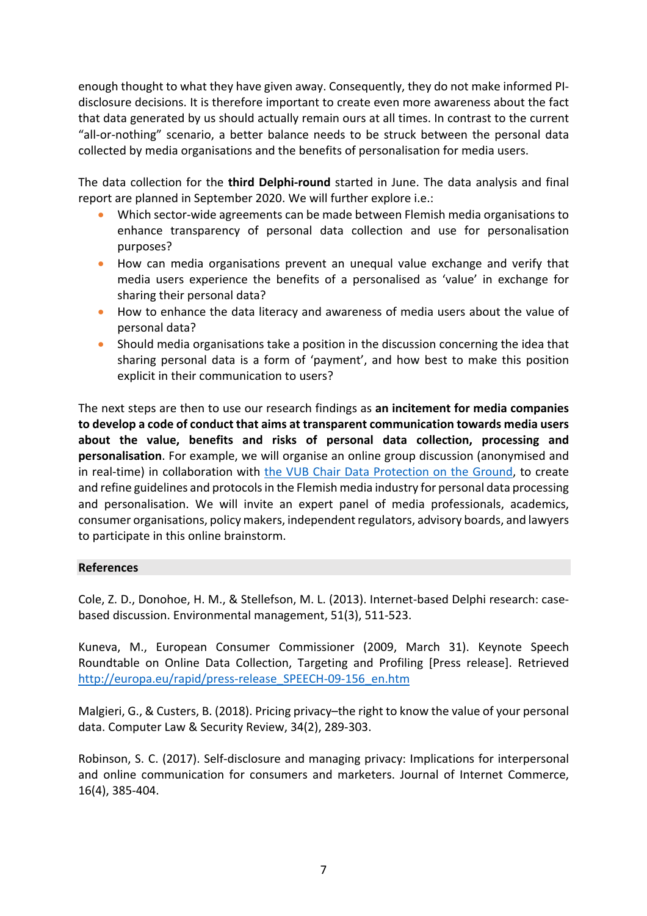enough thought to what they have given away. Consequently, they do not make informed PI-disclosure decisions. It is therefore important to create even more awareness about the fact that data generated by us should actually remain ours at all times. In contrast to the current "all-or-nothing" scenario, a better balance needs to be struck between the personal data collected by media organisations and the benefits of personalisation for media users.

The data collection for the **third Delphi-round** started in June. The data analysis and final report are planned in September 2020. We will further explore i.e.:

- Which sector-wide agreements can be made between Flemish media organisations to enhance transparency of personal data collection and use for personalisation purposes?
- How can media organisations prevent an unequal value exchange and verify that media users experience the benefits of a personalised as 'value' in exchange for sharing their personal data?
- How to enhance the data literacy and awareness of media users about the value of personal data?
- Should media organisations take a position in the discussion concerning the idea that sharing personal data is a form of 'payment', and how best to make this position explicit in their communication to users?

The next steps are then to use our research findings as **an incitement for media companies to develop a code of conduct that aims at transparent communication towards media users about the value, benefits and risks of personal data collection, processing and personalisation**. For example, we will organise an online group discussion (anonymised and in real-time) in collaboration with [the VUB Chair Data Protection on the Ground](), to create and refine guidelines and protocols in the Flemish media industry for personal data processing and personalisation. We will invite an expert panel of media professionals, academics, consumer organisations, policy makers, independent regulators, advisory boards, and lawyers to participate in this online brainstorm.

## References

Cole, Z. D., Donohoe, H. M., & Stellefson, M. L. (2013). Internet-based Delphi research: case-based discussion. Environmental management, 51(3), 511-523.

Kuneva, M., European Consumer Commissioner (2009, March 31). Keynote Speech Roundtable on Online Data Collection, Targeting and Profiling [Press release]. Retrieved http://europa.eu/rapid/press-release_SPEECH-09-156_en.htm

Malgieri, G., & Custers, B. (2018). Pricing privacy–the right to know the value of your personal data. Computer Law & Security Review, 34(2), 289-303.

Robinson, S. C. (2017). Self-disclosure and managing privacy: Implications for interpersonal and online communication for consumers and marketers. Journal of Internet Commerce, 16(4), 385-404.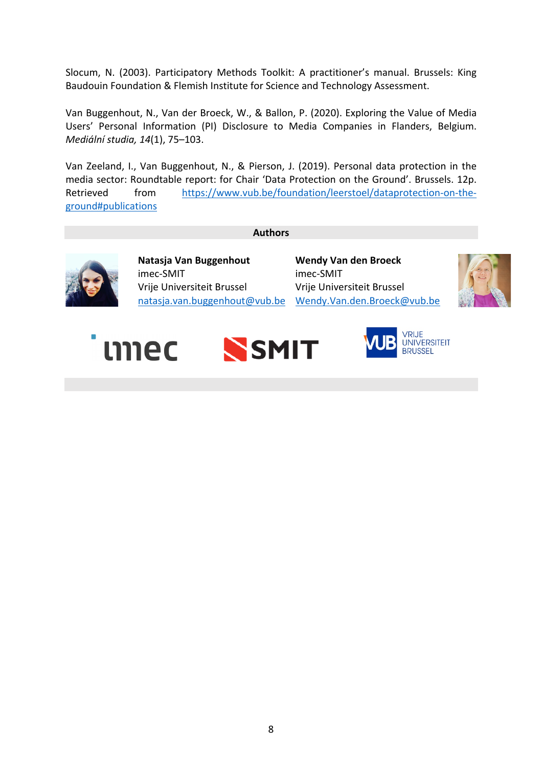Slocum, N. (2003). Participatory Methods Toolkit: A practitioner's manual. Brussels: King Baudouin Foundation & Flemish Institute for Science and Technology Assessment.

Van Buggenhout, N., Van der Broeck, W., & Ballon, P. (2020). Exploring the Value of Media Users' Personal Information (PI) Disclosure to Media Companies in Flanders, Belgium. *Mediální studia, 14*(1), 75–103.

Van Zeeland, I., Van Buggenhout, N., & Pierson, J. (2019). Personal data protection in the media sector: Roundtable report: for Chair 'Data Protection on the Ground'. Brussels. 12p. Retrieved from https://www.vub.be/foundation/leerstoel/dataprotection-on-the-ground#publications

## Authors

**Natasja Van Buggenhout**
imec-SMIT
Vrije Universiteit Brussel
natasja.van.buggenhout@vub.be

**Wendy Van den Broeck**
imec-SMIT
Vrije Universiteit Brussel
Wendy.Van.den.Broeck@vub.be